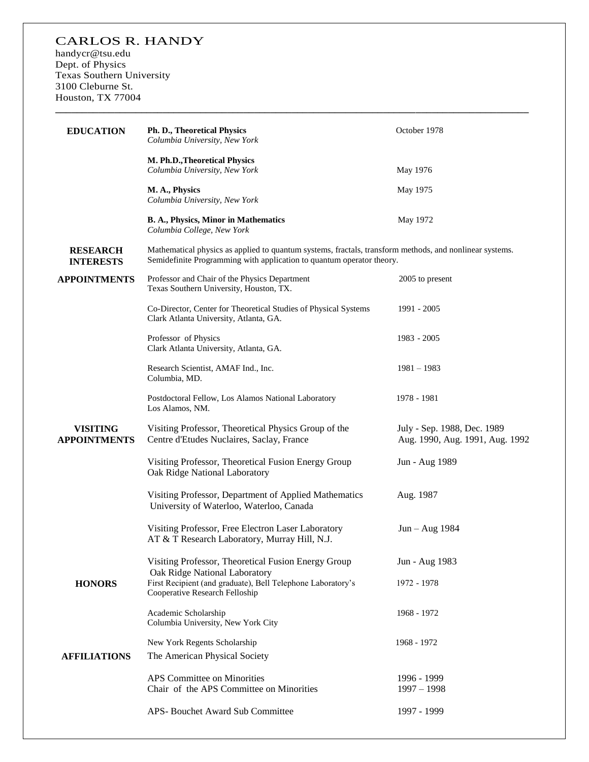# CARLOS R. HANDY

handycr@tsu.edu
Dept. of Physics
Texas Southern University
3100 Cleburne St.
Houston, TX 77004

---

## EDUCATION

**Ph. D., Theoretical Physics** — October 1978
*Columbia University, New York*

**M. Ph.D.,Theoretical Physics** — May 1976
*Columbia University, New York*

**M. A., Physics** — May 1975
*Columbia University, New York*

**B. A., Physics, Minor in Mathematics** — May 1972
*Columbia College, New York*

## RESEARCH INTERESTS

Mathematical physics as applied to quantum systems, fractals, transform methods, and nonlinear systems. Semidefinite Programming with application to quantum operator theory.

## APPOINTMENTS

Professor and Chair of the Physics Department — 2005 to present
Texas Southern University, Houston, TX.

Co-Director, Center for Theoretical Studies of Physical Systems — 1991 - 2005
Clark Atlanta University, Atlanta, GA.

Professor of Physics — 1983 - 2005
Clark Atlanta University, Atlanta, GA.

Research Scientist, AMAF Ind., Inc. — 1981 – 1983
Columbia, MD.

Postdoctoral Fellow, Los Alamos National Laboratory — 1978 - 1981
Los Alamos, NM.

## VISITING APPOINTMENTS

Visiting Professor, Theoretical Physics Group of the Centre d'Etudes Nuclaires, Saclay, France — July - Sep. 1988, Dec. 1989, Aug. 1990, Aug. 1991, Aug. 1992

Visiting Professor, Theoretical Fusion Energy Group — Jun - Aug 1989
Oak Ridge National Laboratory

Visiting Professor, Department of Applied Mathematics — Aug. 1987
University of Waterloo, Waterloo, Canada

Visiting Professor, Free Electron Laser Laboratory — Jun – Aug 1984
AT & T Research Laboratory, Murray Hill, N.J.

Visiting Professor, Theoretical Fusion Energy Group — Jun - Aug 1983
Oak Ridge National Laboratory

## HONORS

First Recipient (and graduate), Bell Telephone Laboratory's Cooperative Research Felloship — 1972 - 1978

Academic Scholarship — 1968 - 1972
Columbia University, New York City

New York Regents Scholarship — 1968 - 1972

## AFFILIATIONS

The American Physical Society

APS Committee on Minorities — 1996 - 1999
Chair of the APS Committee on Minorities — 1997 – 1998

APS- Bouchet Award Sub Committee — 1997 - 1999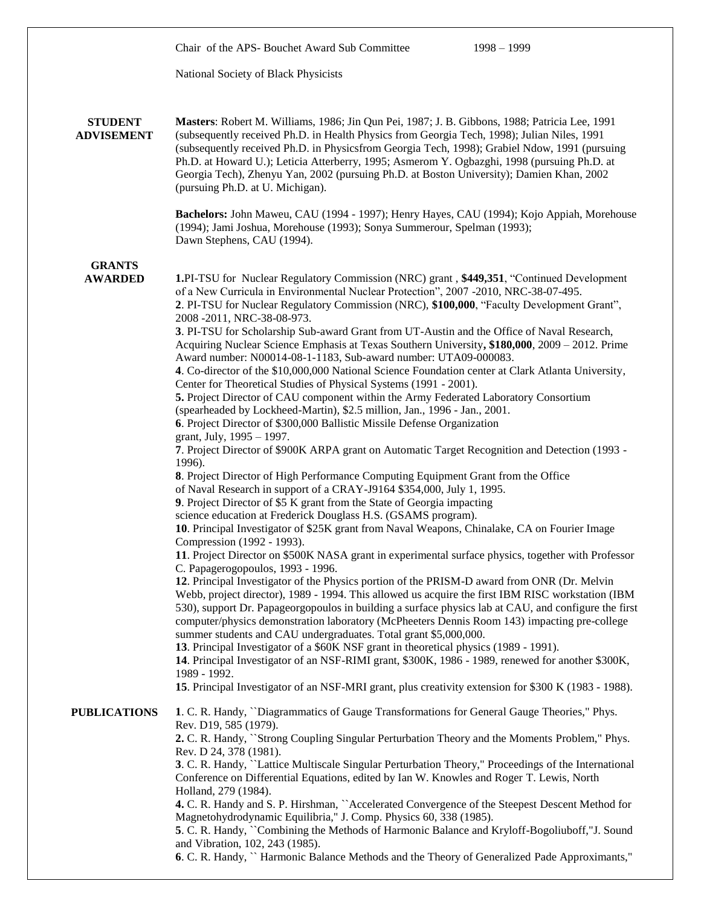Chair of the APS- Bouchet Award Sub Committee 1998 – 1999

National Society of Black Physicists

## STUDENT ADVISEMENT

**Masters**: Robert M. Williams, 1986; Jin Qun Pei, 1987; J. B. Gibbons, 1988; Patricia Lee, 1991 (subsequently received Ph.D. in Health Physics from Georgia Tech, 1998); Julian Niles, 1991 (subsequently received Ph.D. in Physicsfrom Georgia Tech, 1998); Grabiel Ndow, 1991 (pursuing Ph.D. at Howard U.); Leticia Atterberry, 1995; Asmerom Y. Ogbazghi, 1998 (pursuing Ph.D. at Georgia Tech), Zhenyu Yan, 2002 (pursuing Ph.D. at Boston University); Damien Khan, 2002 (pursuing Ph.D. at U. Michigan).

**Bachelors:** John Maweu, CAU (1994 - 1997); Henry Hayes, CAU (1994); Kojo Appiah, Morehouse (1994); Jami Joshua, Morehouse (1993); Sonya Summerour, Spelman (1993); Dawn Stephens, CAU (1994).

## GRANTS AWARDED

**1.**PI-TSU for Nuclear Regulatory Commission (NRC) grant , **$449,351**, "Continued Development of a New Curricula in Environmental Nuclear Protection", 2007 -2010, NRC-38-07-495.
**2**. PI-TSU for Nuclear Regulatory Commission (NRC), **$100,000**, "Faculty Development Grant", 2008 -2011, NRC-38-08-973.
**3**. PI-TSU for Scholarship Sub-award Grant from UT-Austin and the Office of Naval Research, Acquiring Nuclear Science Emphasis at Texas Southern University**, $180,000**, 2009 – 2012. Prime Award number: N00014-08-1-1183, Sub-award number: UTA09-000083.
**4**. Co-director of the $10,000,000 National Science Foundation center at Clark Atlanta University, Center for Theoretical Studies of Physical Systems (1991 - 2001).
**5.** Project Director of CAU component within the Army Federated Laboratory Consortium (spearheaded by Lockheed-Martin), $2.5 million, Jan., 1996 - Jan., 2001.
**6**. Project Director of $300,000 Ballistic Missile Defense Organization grant, July, 1995 – 1997.
**7**. Project Director of $900K ARPA grant on Automatic Target Recognition and Detection (1993 - 1996).
**8**. Project Director of High Performance Computing Equipment Grant from the Office of Naval Research in support of a CRAY-J9164 $354,000, July 1, 1995.
**9**. Project Director of $5 K grant from the State of Georgia impacting science education at Frederick Douglass H.S. (GSAMS program).
**10**. Principal Investigator of $25K grant from Naval Weapons, Chinalake, CA on Fourier Image Compression (1992 - 1993).
**11**. Project Director on $500K NASA grant in experimental surface physics, together with Professor C. Papagerogopoulos, 1993 - 1996.
**12**. Principal Investigator of the Physics portion of the PRISM-D award from ONR (Dr. Melvin Webb, project director), 1989 - 1994. This allowed us acquire the first IBM RISC workstation (IBM 530), support Dr. Papageorgopoulos in building a surface physics lab at CAU, and configure the first computer/physics demonstration laboratory (McPheeters Dennis Room 143) impacting pre-college summer students and CAU undergraduates. Total grant $5,000,000.
**13**. Principal Investigator of a $60K NSF grant in theoretical physics (1989 - 1991).
**14**. Principal Investigator of an NSF-RIMI grant, $300K, 1986 - 1989, renewed for another $300K, 1989 - 1992.
**15**. Principal Investigator of an NSF-MRI grant, plus creativity extension for $300 K (1983 - 1988).

## PUBLICATIONS

**1**. C. R. Handy, ``Diagrammatics of Gauge Transformations for General Gauge Theories," Phys. Rev. D19, 585 (1979).
**2.** C. R. Handy, ``Strong Coupling Singular Perturbation Theory and the Moments Problem," Phys. Rev. D 24, 378 (1981).
**3**. C. R. Handy, ``Lattice Multiscale Singular Perturbation Theory," Proceedings of the International Conference on Differential Equations, edited by Ian W. Knowles and Roger T. Lewis, North Holland, 279 (1984).
**4.** C. R. Handy and S. P. Hirshman, ``Accelerated Convergence of the Steepest Descent Method for Magnetohydrodynamic Equilibria," J. Comp. Physics 60, 338 (1985).
**5**. C. R. Handy, ``Combining the Methods of Harmonic Balance and Kryloff-Bogoliuboff,"J. Sound and Vibration, 102, 243 (1985).
**6**. C. R. Handy, `` Harmonic Balance Methods and the Theory of Generalized Pade Approximants,"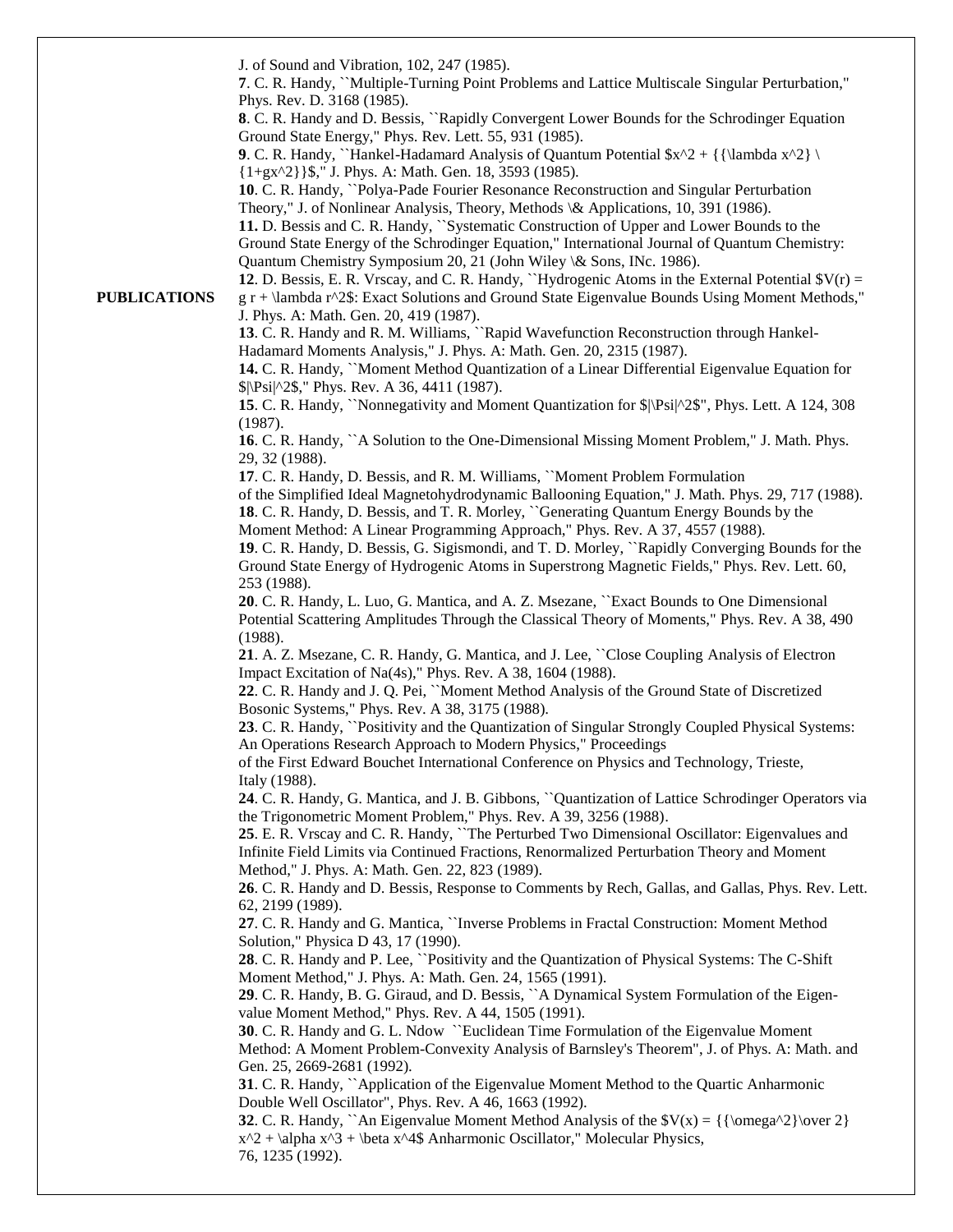**PUBLICATIONS**

J. of Sound and Vibration, 102, 247 (1985).

**7**. C. R. Handy, ``Multiple-Turning Point Problems and Lattice Multiscale Singular Perturbation," Phys. Rev. D. 3168 (1985).

**8**. C. R. Handy and D. Bessis, ``Rapidly Convergent Lower Bounds for the Schrodinger Equation Ground State Energy," Phys. Rev. Lett. 55, 931 (1985).

**9**. C. R. Handy, ``Hankel-Hadamard Analysis of Quantum Potential $x^2 + {\lambda x^2} \over {1+gx^2}$," J. Phys. A: Math. Gen. 18, 3593 (1985).

**10**. C. R. Handy, ``Polya-Pade Fourier Resonance Reconstruction and Singular Perturbation Theory," J. of Nonlinear Analysis, Theory, Methods \& Applications, 10, 391 (1986).

**11.** D. Bessis and C. R. Handy, ``Systematic Construction of Upper and Lower Bounds to the Ground State Energy of the Schrodinger Equation," International Journal of Quantum Chemistry: Quantum Chemistry Symposium 20, 21 (John Wiley \& Sons, INc. 1986).

**12**. D. Bessis, E. R. Vrscay, and C. R. Handy, ``Hydrogenic Atoms in the External Potential $V(r) = g r + \lambda r^2$: Exact Solutions and Ground State Eigenvalue Bounds Using Moment Methods," J. Phys. A: Math. Gen. 20, 419 (1987).

**13**. C. R. Handy and R. M. Williams, ``Rapid Wavefunction Reconstruction through Hankel-Hadamard Moments Analysis," J. Phys. A: Math. Gen. 20, 2315 (1987).

**14.** C. R. Handy, ``Moment Method Quantization of a Linear Differential Eigenvalue Equation for $|\Psi|^2$," Phys. Rev. A 36, 4411 (1987).

**15**. C. R. Handy, ``Nonnegativity and Moment Quantization for $|\Psi|^2$", Phys. Lett. A 124, 308 (1987).

**16**. C. R. Handy, ``A Solution to the One-Dimensional Missing Moment Problem," J. Math. Phys. 29, 32 (1988).

**17**. C. R. Handy, D. Bessis, and R. M. Williams, ``Moment Problem Formulation of the Simplified Ideal Magnetohydrodynamic Ballooning Equation," J. Math. Phys. 29, 717 (1988).

**18**. C. R. Handy, D. Bessis, and T. R. Morley, ``Generating Quantum Energy Bounds by the Moment Method: A Linear Programming Approach," Phys. Rev. A 37, 4557 (1988).

**19**. C. R. Handy, D. Bessis, G. Sigismondi, and T. D. Morley, ``Rapidly Converging Bounds for the Ground State Energy of Hydrogenic Atoms in Superstrong Magnetic Fields," Phys. Rev. Lett. 60, 253 (1988).

**20**. C. R. Handy, L. Luo, G. Mantica, and A. Z. Msezane, ``Exact Bounds to One Dimensional Potential Scattering Amplitudes Through the Classical Theory of Moments," Phys. Rev. A 38, 490 (1988).

**21**. A. Z. Msezane, C. R. Handy, G. Mantica, and J. Lee, ``Close Coupling Analysis of Electron Impact Excitation of Na(4s)," Phys. Rev. A 38, 1604 (1988).

**22**. C. R. Handy and J. Q. Pei, ``Moment Method Analysis of the Ground State of Discretized Bosonic Systems," Phys. Rev. A 38, 3175 (1988).

**23**. C. R. Handy, ``Positivity and the Quantization of Singular Strongly Coupled Physical Systems: An Operations Research Approach to Modern Physics," Proceedings of the First Edward Bouchet International Conference on Physics and Technology, Trieste, Italy (1988).

**24**. C. R. Handy, G. Mantica, and J. B. Gibbons, ``Quantization of Lattice Schrodinger Operators via the Trigonometric Moment Problem," Phys. Rev. A 39, 3256 (1988).

**25**. E. R. Vrscay and C. R. Handy, ``The Perturbed Two Dimensional Oscillator: Eigenvalues and Infinite Field Limits via Continued Fractions, Renormalized Perturbation Theory and Moment Method," J. Phys. A: Math. Gen. 22, 823 (1989).

**26**. C. R. Handy and D. Bessis, Response to Comments by Rech, Gallas, and Gallas, Phys. Rev. Lett. 62, 2199 (1989).

**27**. C. R. Handy and G. Mantica, ``Inverse Problems in Fractal Construction: Moment Method Solution," Physica D 43, 17 (1990).

**28**. C. R. Handy and P. Lee, ``Positivity and the Quantization of Physical Systems: The C-Shift Moment Method," J. Phys. A: Math. Gen. 24, 1565 (1991).

**29**. C. R. Handy, B. G. Giraud, and D. Bessis, ``A Dynamical System Formulation of the Eigenvalue Moment Method," Phys. Rev. A 44, 1505 (1991).

**30**. C. R. Handy and G. L. Ndow ``Euclidean Time Formulation of the Eigenvalue Moment Method: A Moment Problem-Convexity Analysis of Barnsley's Theorem", J. of Phys. A: Math. and Gen. 25, 2669-2681 (1992).

**31**. C. R. Handy, ``Application of the Eigenvalue Moment Method to the Quartic Anharmonic Double Well Oscillator", Phys. Rev. A 46, 1663 (1992).

**32**. C. R. Handy, ``An Eigenvalue Moment Method Analysis of the $V(x) = {{\omega^2}\over 2} x^2 + \alpha x^3 + \beta x^4$ Anharmonic Oscillator," Molecular Physics, 76, 1235 (1992).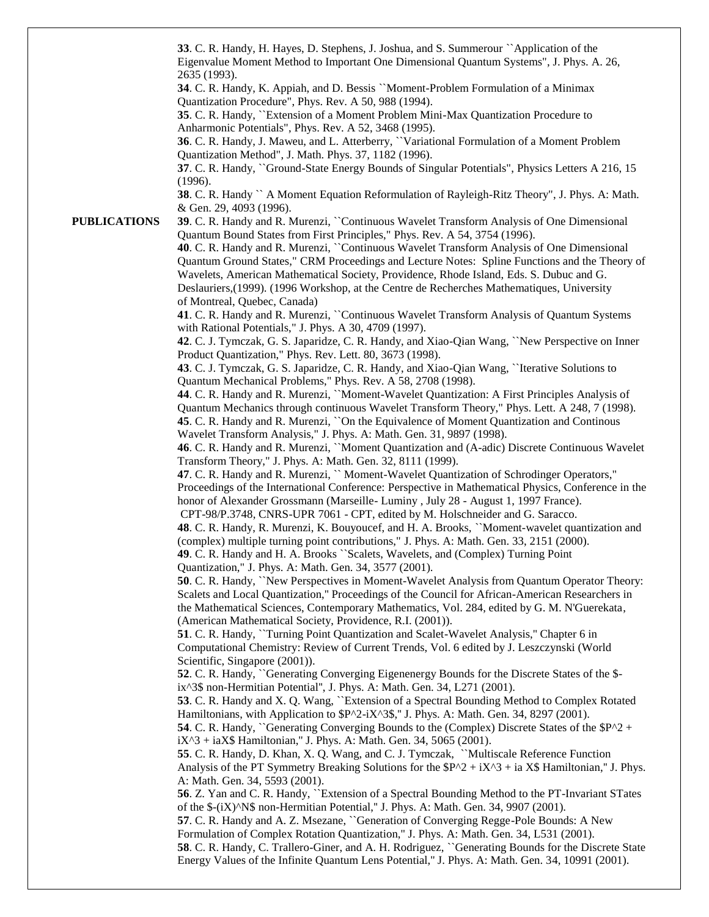**PUBLICATIONS**

**33**. C. R. Handy, H. Hayes, D. Stephens, J. Joshua, and S. Summerour ``Application of the Eigenvalue Moment Method to Important One Dimensional Quantum Systems", J. Phys. A. 26, 2635 (1993).

**34**. C. R. Handy, K. Appiah, and D. Bessis ``Moment-Problem Formulation of a Minimax Quantization Procedure", Phys. Rev. A 50, 988 (1994).

**35**. C. R. Handy, ``Extension of a Moment Problem Mini-Max Quantization Procedure to Anharmonic Potentials", Phys. Rev. A 52, 3468 (1995).

**36**. C. R. Handy, J. Maweu, and L. Atterberry, ``Variational Formulation of a Moment Problem Quantization Method", J. Math. Phys. 37, 1182 (1996).

**37**. C. R. Handy, ``Ground-State Energy Bounds of Singular Potentials", Physics Letters A 216, 15 (1996).

**38**. C. R. Handy `` A Moment Equation Reformulation of Rayleigh-Ritz Theory", J. Phys. A: Math. & Gen. 29, 4093 (1996).

**39**. C. R. Handy and R. Murenzi, ``Continuous Wavelet Transform Analysis of One Dimensional Quantum Bound States from First Principles," Phys. Rev. A 54, 3754 (1996).

**40**. C. R. Handy and R. Murenzi, ``Continuous Wavelet Transform Analysis of One Dimensional Quantum Ground States," CRM Proceedings and Lecture Notes: Spline Functions and the Theory of Wavelets, American Mathematical Society, Providence, Rhode Island, Eds. S. Dubuc and G. Deslauriers,(1999). (1996 Workshop, at the Centre de Recherches Mathematiques, University of Montreal, Quebec, Canada)

**41**. C. R. Handy and R. Murenzi, ``Continuous Wavelet Transform Analysis of Quantum Systems with Rational Potentials," J. Phys. A 30, 4709 (1997).

**42**. C. J. Tymczak, G. S. Japaridze, C. R. Handy, and Xiao-Qian Wang, ``New Perspective on Inner Product Quantization," Phys. Rev. Lett. 80, 3673 (1998).

**43**. C. J. Tymczak, G. S. Japaridze, C. R. Handy, and Xiao-Qian Wang, ``Iterative Solutions to Quantum Mechanical Problems," Phys. Rev. A 58, 2708 (1998).

**44**. C. R. Handy and R. Murenzi, ``Moment-Wavelet Quantization: A First Principles Analysis of Quantum Mechanics through continuous Wavelet Transform Theory," Phys. Lett. A 248, 7 (1998).

**45**. C. R. Handy and R. Murenzi, ``On the Equivalence of Moment Quantization and Continous Wavelet Transform Analysis," J. Phys. A: Math. Gen. 31, 9897 (1998).

**46**. C. R. Handy and R. Murenzi, ``Moment Quantization and (A-adic) Discrete Continuous Wavelet Transform Theory," J. Phys. A: Math. Gen. 32, 8111 (1999).

**47**. C. R. Handy and R. Murenzi, `` Moment-Wavelet Quantization of Schrodinger Operators," Proceedings of the International Conference: Perspective in Mathematical Physics, Conference in the honor of Alexander Grossmann (Marseille- Luminy , July 28 - August 1, 1997 France). CPT-98/P.3748, CNRS-UPR 7061 - CPT, edited by M. Holschneider and G. Saracco.

**48**. C. R. Handy, R. Murenzi, K. Bouyoucef, and H. A. Brooks, ``Moment-wavelet quantization and (complex) multiple turning point contributions," J. Phys. A: Math. Gen. 33, 2151 (2000).

**49**. C. R. Handy and H. A. Brooks ``Scalets, Wavelets, and (Complex) Turning Point Quantization," J. Phys. A: Math. Gen. 34, 3577 (2001).

**50**. C. R. Handy, ``New Perspectives in Moment-Wavelet Analysis from Quantum Operator Theory: Scalets and Local Quantization," Proceedings of the Council for African-American Researchers in the Mathematical Sciences, Contemporary Mathematics, Vol. 284, edited by G. M. N'Guerekata, (American Mathematical Society, Providence, R.I. (2001)).

**51**. C. R. Handy, ``Turning Point Quantization and Scalet-Wavelet Analysis," Chapter 6 in Computational Chemistry: Review of Current Trends, Vol. 6 edited by J. Leszczynski (World Scientific, Singapore (2001)).

**52**. C. R. Handy, ``Generating Converging Eigenenergy Bounds for the Discrete States of the $-ix^3$ non-Hermitian Potential", J. Phys. A: Math. Gen. 34, L271 (2001).

**53**. C. R. Handy and X. Q. Wang, ``Extension of a Spectral Bounding Method to Complex Rotated Hamiltonians, with Application to $P^2-iX^3$," J. Phys. A: Math. Gen. 34, 8297 (2001).

**54**. C. R. Handy, ``Generating Converging Bounds to the (Complex) Discrete States of the $P^2 + iX^3 + iaX$ Hamiltonian," J. Phys. A: Math. Gen. 34, 5065 (2001).

**55**. C. R. Handy, D. Khan, X. Q. Wang, and C. J. Tymczak, ``Multiscale Reference Function Analysis of the PT Symmetry Breaking Solutions for the $P^2 + iX^3 + ia X$ Hamiltonian," J. Phys. A: Math. Gen. 34, 5593 (2001).

**56**. Z. Yan and C. R. Handy, ``Extension of a Spectral Bounding Method to the PT-Invariant STates of the $-(iX)^N$ non-Hermitian Potential," J. Phys. A: Math. Gen. 34, 9907 (2001).

**57**. C. R. Handy and A. Z. Msezane, ``Generation of Converging Regge-Pole Bounds: A New Formulation of Complex Rotation Quantization," J. Phys. A: Math. Gen. 34, L531 (2001).

**58**. C. R. Handy, C. Trallero-Giner, and A. H. Rodriguez, ``Generating Bounds for the Discrete State Energy Values of the Infinite Quantum Lens Potential," J. Phys. A: Math. Gen. 34, 10991 (2001).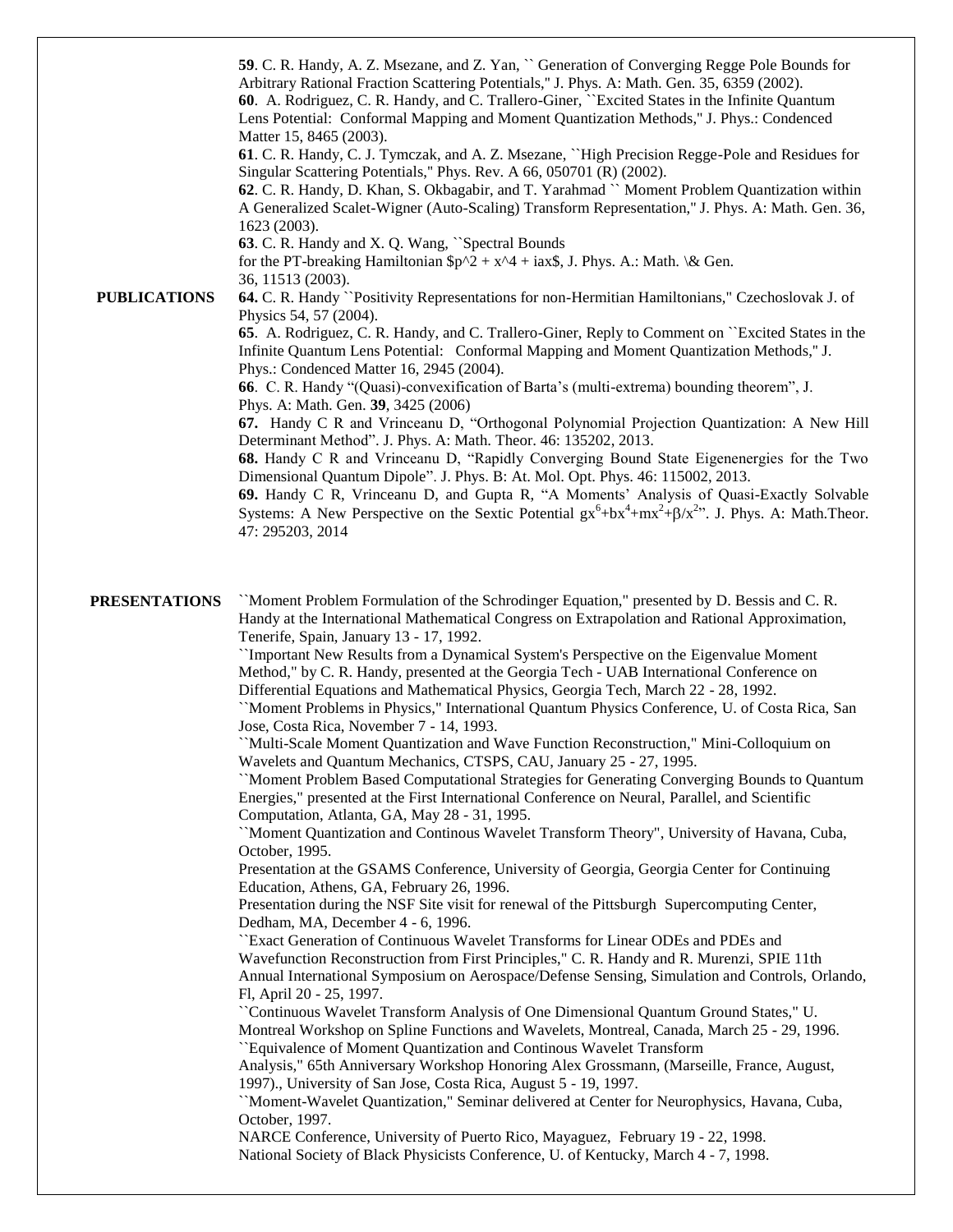## PUBLICATIONS

**59**. C. R. Handy, A. Z. Msezane, and Z. Yan, `` Generation of Converging Regge Pole Bounds for Arbitrary Rational Fraction Scattering Potentials," J. Phys. A: Math. Gen. 35, 6359 (2002).

**60**. A. Rodriguez, C. R. Handy, and C. Trallero-Giner, ``Excited States in the Infinite Quantum Lens Potential: Conformal Mapping and Moment Quantization Methods," J. Phys.: Condenced Matter 15, 8465 (2003).

**61**. C. R. Handy, C. J. Tymczak, and A. Z. Msezane, ``High Precision Regge-Pole and Residues for Singular Scattering Potentials," Phys. Rev. A 66, 050701 (R) (2002).

**62**. C. R. Handy, D. Khan, S. Okbagabir, and T. Yarahmad `` Moment Problem Quantization within A Generalized Scalet-Wigner (Auto-Scaling) Transform Representation," J. Phys. A: Math. Gen. 36, 1623 (2003).

**63**. C. R. Handy and X. Q. Wang, ``Spectral Bounds for the PT-breaking Hamiltonian $p^2 + x^4 + iax$, J. Phys. A.: Math. \& Gen. 36, 11513 (2003).

**64.** C. R. Handy ``Positivity Representations for non-Hermitian Hamiltonians," Czechoslovak J. of Physics 54, 57 (2004).

**65**. A. Rodriguez, C. R. Handy, and C. Trallero-Giner, Reply to Comment on ``Excited States in the Infinite Quantum Lens Potential: Conformal Mapping and Moment Quantization Methods," J. Phys.: Condenced Matter 16, 2945 (2004).

**66**. C. R. Handy "(Quasi)-convexification of Barta's (multi-extrema) bounding theorem", J. Phys. A: Math. Gen. **39**, 3425 (2006)

**67.** Handy C R and Vrinceanu D, "Orthogonal Polynomial Projection Quantization: A New Hill Determinant Method". J. Phys. A: Math. Theor. 46: 135202, 2013.

**68.** Handy C R and Vrinceanu D, "Rapidly Converging Bound State Eigenenergies for the Two Dimensional Quantum Dipole". J. Phys. B: At. Mol. Opt. Phys. 46: 115002, 2013.

**69.** Handy C R, Vrinceanu D, and Gupta R, "A Moments' Analysis of Quasi-Exactly Solvable Systems: A New Perspective on the Sextic Potential $gx^6+bx^4+mx^2+\beta/x^2$". J. Phys. A: Math.Theor. 47: 295203, 2014

## PRESENTATIONS

``Moment Problem Formulation of the Schrodinger Equation," presented by D. Bessis and C. R. Handy at the International Mathematical Congress on Extrapolation and Rational Approximation, Tenerife, Spain, January 13 - 17, 1992.

``Important New Results from a Dynamical System's Perspective on the Eigenvalue Moment Method," by C. R. Handy, presented at the Georgia Tech - UAB International Conference on Differential Equations and Mathematical Physics, Georgia Tech, March 22 - 28, 1992.

``Moment Problems in Physics," International Quantum Physics Conference, U. of Costa Rica, San Jose, Costa Rica, November 7 - 14, 1993.

``Multi-Scale Moment Quantization and Wave Function Reconstruction," Mini-Colloquium on Wavelets and Quantum Mechanics, CTSPS, CAU, January 25 - 27, 1995.

``Moment Problem Based Computational Strategies for Generating Converging Bounds to Quantum Energies," presented at the First International Conference on Neural, Parallel, and Scientific Computation, Atlanta, GA, May 28 - 31, 1995.

``Moment Quantization and Continous Wavelet Transform Theory", University of Havana, Cuba, October, 1995.

Presentation at the GSAMS Conference, University of Georgia, Georgia Center for Continuing Education, Athens, GA, February 26, 1996.

Presentation during the NSF Site visit for renewal of the Pittsburgh Supercomputing Center, Dedham, MA, December 4 - 6, 1996.

``Exact Generation of Continuous Wavelet Transforms for Linear ODEs and PDEs and Wavefunction Reconstruction from First Principles," C. R. Handy and R. Murenzi, SPIE 11th Annual International Symposium on Aerospace/Defense Sensing, Simulation and Controls, Orlando, Fl, April 20 - 25, 1997.

``Continuous Wavelet Transform Analysis of One Dimensional Quantum Ground States," U. Montreal Workshop on Spline Functions and Wavelets, Montreal, Canada, March 25 - 29, 1996.

``Equivalence of Moment Quantization and Continous Wavelet Transform Analysis," 65th Anniversary Workshop Honoring Alex Grossmann, (Marseille, France, August, 1997)., University of San Jose, Costa Rica, August 5 - 19, 1997.

``Moment-Wavelet Quantization," Seminar delivered at Center for Neurophysics, Havana, Cuba, October, 1997.

NARCE Conference, University of Puerto Rico, Mayaguez, February 19 - 22, 1998.

National Society of Black Physicists Conference, U. of Kentucky, March 4 - 7, 1998.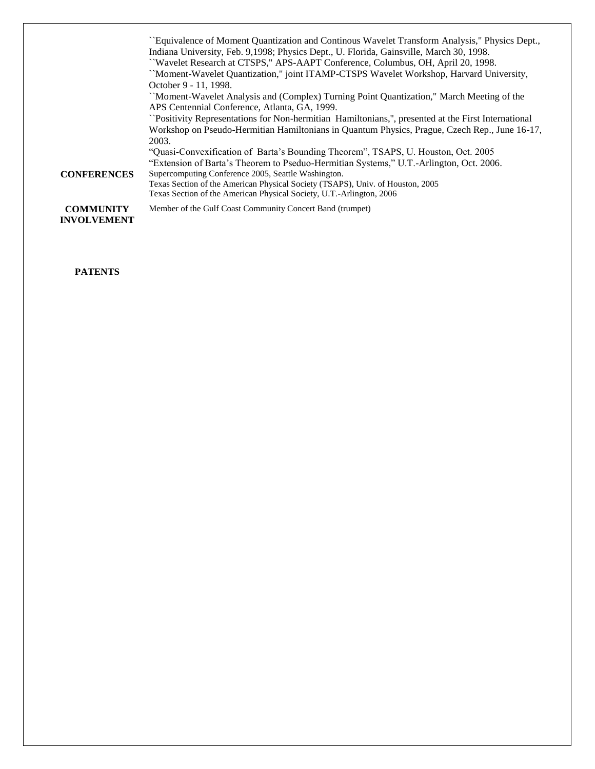``Equivalence of Moment Quantization and Continous Wavelet Transform Analysis," Physics Dept., Indiana University, Feb. 9,1998; Physics Dept., U. Florida, Gainsville, March 30, 1998.

``Wavelet Research at CTSPS," APS-AAPT Conference, Columbus, OH, April 20, 1998.

``Moment-Wavelet Quantization," joint ITAMP-CTSPS Wavelet Workshop, Harvard University, October 9 - 11, 1998.

``Moment-Wavelet Analysis and (Complex) Turning Point Quantization," March Meeting of the APS Centennial Conference, Atlanta, GA, 1999.

``Positivity Representations for Non-hermitian Hamiltonians,", presented at the First International Workshop on Pseudo-Hermitian Hamiltonians in Quantum Physics, Prague, Czech Rep., June 16-17, 2003.

"Quasi-Convexification of Barta's Bounding Theorem", TSAPS, U. Houston, Oct. 2005

"Extension of Barta's Theorem to Pseduo-Hermitian Systems," U.T.-Arlington, Oct. 2006.

**CONFERENCES**

Supercomputing Conference 2005, Seattle Washington.

Texas Section of the American Physical Society (TSAPS), Univ. of Houston, 2005

Texas Section of the American Physical Society, U.T.-Arlington, 2006

**COMMUNITY INVOLVEMENT**

Member of the Gulf Coast Community Concert Band (trumpet)

**PATENTS**